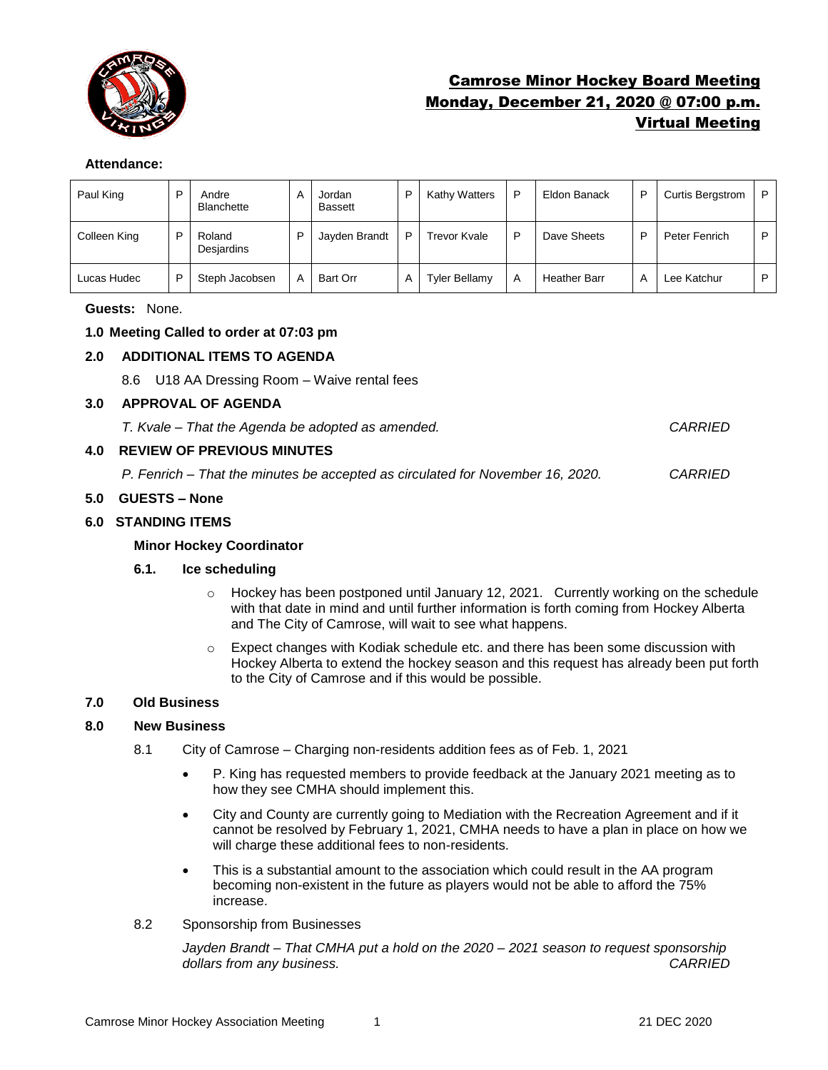# Camrose Minor Hockey Board Meeting
## Monday, December 21, 2020 @ 07:00 p.m.
## Virtual Meeting

**Attendance:**

| | | | | | | | | | | | |
|---|---|---|---|---|---|---|---|---|---|---|---|
| Paul King | P | Andre Blanchette | A | Jordan Bassett | P | Kathy Watters | P | Eldon Banack | P | Curtis Bergstrom | P |
| Colleen King | P | Roland Desjardins | P | Jayden Brandt | P | Trevor Kvale | P | Dave Sheets | P | Peter Fenrich | P |
| Lucas Hudec | P | Steph Jacobsen | A | Bart Orr | A | Tyler Bellamy | A | Heather Barr | A | Lee Katchur | P |

**Guests:** None.

**1.0 Meeting Called to order at 07:03 pm**

**2.0 ADDITIONAL ITEMS TO AGENDA**

8.6 U18 AA Dressing Room – Waive rental fees

**3.0 APPROVAL OF AGENDA**

*T. Kvale – That the Agenda be adopted as amended.* *CARRIED*

**4.0 REVIEW OF PREVIOUS MINUTES**

*P. Fenrich – That the minutes be accepted as circulated for November 16, 2020.* *CARRIED*

**5.0 GUESTS – None**

**6.0 STANDING ITEMS**

**Minor Hockey Coordinator**

**6.1. Ice scheduling**

- Hockey has been postponed until January 12, 2021. Currently working on the schedule with that date in mind and until further information is forth coming from Hockey Alberta and The City of Camrose, will wait to see what happens.
- Expect changes with Kodiak schedule etc. and there has been some discussion with Hockey Alberta to extend the hockey season and this request has already been put forth to the City of Camrose and if this would be possible.

**7.0 Old Business**

**8.0 New Business**

8.1 City of Camrose – Charging non-residents addition fees as of Feb. 1, 2021

- P. King has requested members to provide feedback at the January 2021 meeting as to how they see CMHA should implement this.
- City and County are currently going to Mediation with the Recreation Agreement and if it cannot be resolved by February 1, 2021, CMHA needs to have a plan in place on how we will charge these additional fees to non-residents.
- This is a substantial amount to the association which could result in the AA program becoming non-existent in the future as players would not be able to afford the 75% increase.

8.2 Sponsorship from Businesses

*Jayden Brandt – That CMHA put a hold on the 2020 – 2021 season to request sponsorship dollars from any business.* *CARRIED*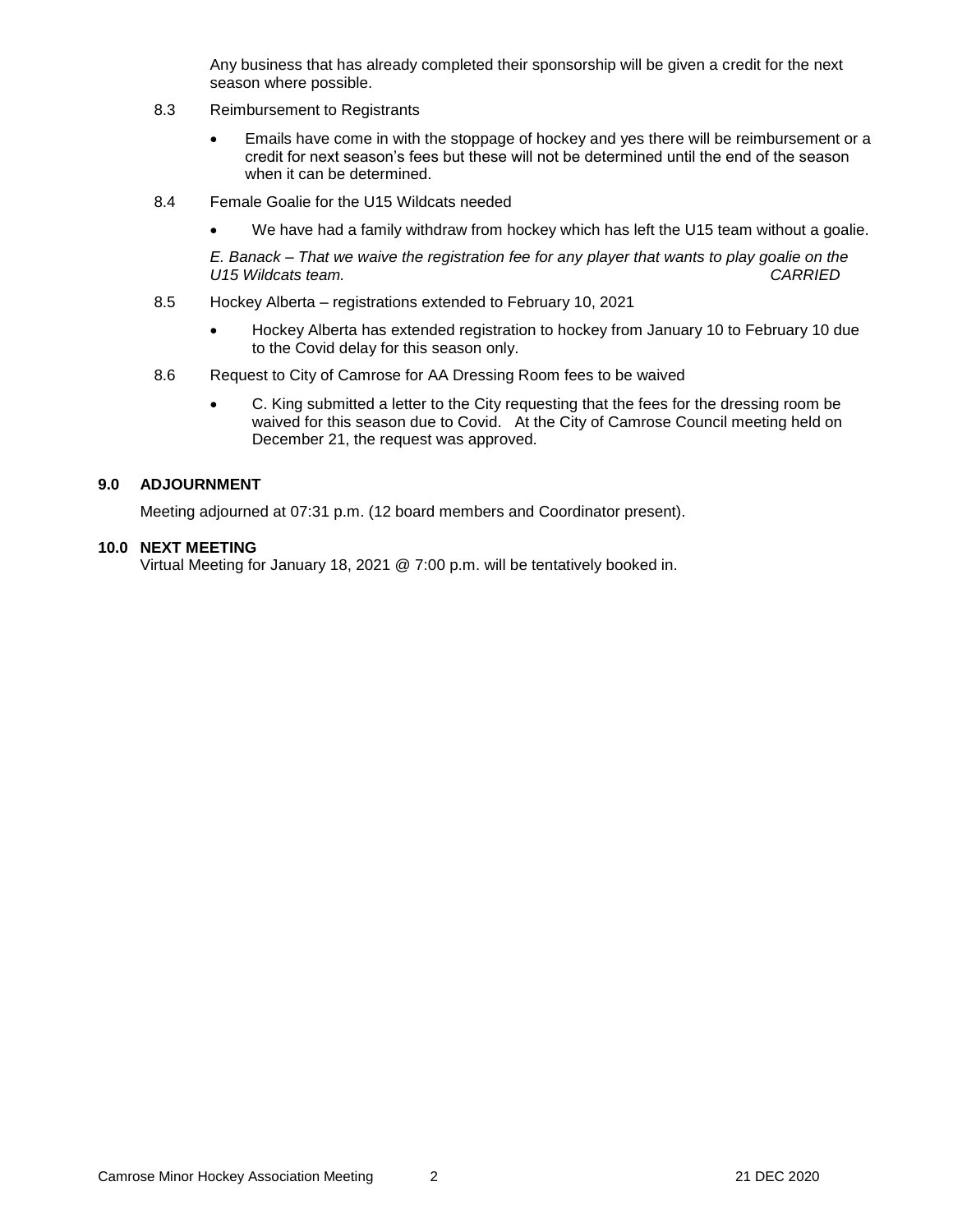Any business that has already completed their sponsorship will be given a credit for the next season where possible.

8.3 Reimbursement to Registrants

- Emails have come in with the stoppage of hockey and yes there will be reimbursement or a credit for next season's fees but these will not be determined until the end of the season when it can be determined.

8.4 Female Goalie for the U15 Wildcats needed

- We have had a family withdraw from hockey which has left the U15 team without a goalie.

*E. Banack – That we waive the registration fee for any player that wants to play goalie on the U15 Wildcats team.* *CARRIED*

8.5 Hockey Alberta – registrations extended to February 10, 2021

- Hockey Alberta has extended registration to hockey from January 10 to February 10 due to the Covid delay for this season only.

8.6 Request to City of Camrose for AA Dressing Room fees to be waived

- C. King submitted a letter to the City requesting that the fees for the dressing room be waived for this season due to Covid. At the City of Camrose Council meeting held on December 21, the request was approved.

## 9.0 ADJOURNMENT

Meeting adjourned at 07:31 p.m. (12 board members and Coordinator present).

## 10.0 NEXT MEETING

Virtual Meeting for January 18, 2021 @ 7:00 p.m. will be tentatively booked in.